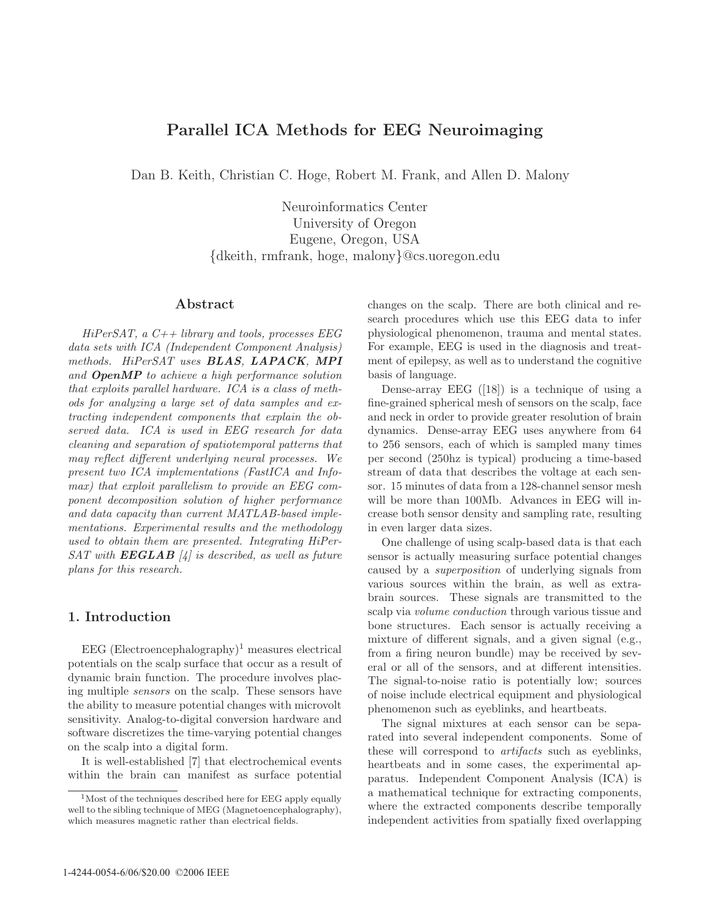# Parallel ICA Methods for EEG Neuroimaging

Dan B. Keith, Christian C. Hoge, Robert M. Frank, and Allen D. Malony

Neuroinformatics Center
University of Oregon
Eugene, Oregon, USA
{dkeith, rmfrank, hoge, malony}@cs.uoregon.edu

## Abstract

*HiPerSAT, a C++ library and tools, processes EEG data sets with ICA (Independent Component Analysis) methods. HiPerSAT uses **BLAS**, **LAPACK**, **MPI** and **OpenMP** to achieve a high performance solution that exploits parallel hardware. ICA is a class of methods for analyzing a large set of data samples and extracting independent components that explain the observed data. ICA is used in EEG research for data cleaning and separation of spatiotemporal patterns that may reflect different underlying neural processes. We present two ICA implementations (FastICA and Infomax) that exploit parallelism to provide an EEG component decomposition solution of higher performance and data capacity than current MATLAB-based implementations. Experimental results and the methodology used to obtain them are presented. Integrating HiPerSAT with **EEGLAB** [4] is described, as well as future plans for this research.*

## 1. Introduction

EEG (Electroencephalography)[1] measures electrical potentials on the scalp surface that occur as a result of dynamic brain function. The procedure involves placing multiple *sensors* on the scalp. These sensors have the ability to measure potential changes with microvolt sensitivity. Analog-to-digital conversion hardware and software discretizes the time-varying potential changes on the scalp into a digital form.

It is well-established [7] that electrochemical events within the brain can manifest as surface potential changes on the scalp. There are both clinical and research procedures which use this EEG data to infer physiological phenomenon, trauma and mental states. For example, EEG is used in the diagnosis and treatment of epilepsy, as well as to understand the cognitive basis of language.

Dense-array EEG ([18]) is a technique of using a fine-grained spherical mesh of sensors on the scalp, face and neck in order to provide greater resolution of brain dynamics. Dense-array EEG uses anywhere from 64 to 256 sensors, each of which is sampled many times per second (250hz is typical) producing a time-based stream of data that describes the voltage at each sensor. 15 minutes of data from a 128-channel sensor mesh will be more than 100Mb. Advances in EEG will increase both sensor density and sampling rate, resulting in even larger data sizes.

One challenge of using scalp-based data is that each sensor is actually measuring surface potential changes caused by a *superposition* of underlying signals from various sources within the brain, as well as extra-brain sources. These signals are transmitted to the scalp via *volume conduction* through various tissue and bone structures. Each sensor is actually receiving a mixture of different signals, and a given signal (e.g., from a firing neuron bundle) may be received by several or all of the sensors, and at different intensities. The signal-to-noise ratio is potentially low; sources of noise include electrical equipment and physiological phenomenon such as eyeblinks, and heartbeats.

The signal mixtures at each sensor can be separated into several independent components. Some of these will correspond to *artifacts* such as eyeblinks, heartbeats and in some cases, the experimental apparatus. Independent Component Analysis (ICA) is a mathematical technique for extracting components, where the extracted components describe temporally independent activities from spatially fixed overlapping

[1] Most of the techniques described here for EEG apply equally well to the sibling technique of MEG (Magnetoencephalography), which measures magnetic rather than electrical fields.

1-4244-0054-6/06/$20.00 ©2006 IEEE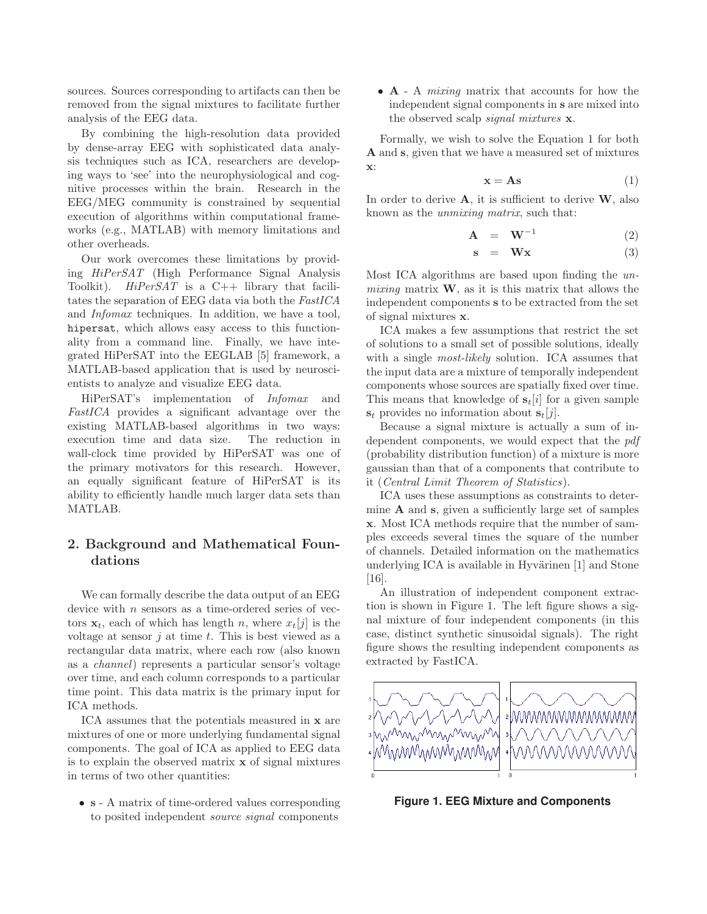sources. Sources corresponding to artifacts can then be removed from the signal mixtures to facilitate further analysis of the EEG data.

By combining the high-resolution data provided by dense-array EEG with sophisticated data analysis techniques such as ICA, researchers are developing ways to 'see' into the neurophysiological and cognitive processes within the brain. Research in the EEG/MEG community is constrained by sequential execution of algorithms within computational frameworks (e.g., MATLAB) with memory limitations and other overheads.

Our work overcomes these limitations by providing *HiPerSAT* (High Performance Signal Analysis Toolkit). *HiPerSAT* is a C++ library that facilitates the separation of EEG data via both the *FastICA* and *Infomax* techniques. In addition, we have a tool, `hipersat`, which allows easy access to this functionality from a command line. Finally, we have integrated HiPerSAT into the EEGLAB [5] framework, a MATLAB-based application that is used by neuroscientists to analyze and visualize EEG data.

HiPerSAT's implementation of *Infomax* and *FastICA* provides a significant advantage over the existing MATLAB-based algorithms in two ways: execution time and data size. The reduction in wall-clock time provided by HiPerSAT was one of the primary motivators for this research. However, an equally significant feature of HiPerSAT is its ability to efficiently handle much larger data sets than MATLAB.

## 2. Background and Mathematical Foundations

We can formally describe the data output of an EEG device with $n$ sensors as a time-ordered series of vectors $\mathbf{x}_t$, each of which has length $n$, where $x_t[j]$ is the voltage at sensor $j$ at time $t$. This is best viewed as a rectangular data matrix, where each row (also known as a *channel*) represents a particular sensor's voltage over time, and each column corresponds to a particular time point. This data matrix is the primary input for ICA methods.

ICA assumes that the potentials measured in $\mathbf{x}$ are mixtures of one or more underlying fundamental signal components. The goal of ICA as applied to EEG data is to explain the observed matrix $\mathbf{x}$ of signal mixtures in terms of two other quantities:

- $\mathbf{s}$ - A matrix of time-ordered values corresponding to posited independent *source signal* components
- $\mathbf{A}$ - A *mixing* matrix that accounts for how the independent signal components in $\mathbf{s}$ are mixed into the observed scalp *signal mixtures* $\mathbf{x}$.

Formally, we wish to solve the Equation 1 for both $\mathbf{A}$ and $\mathbf{s}$, given that we have a measured set of mixtures $\mathbf{x}$:

$$\mathbf{x} = \mathbf{A}\mathbf{s} \quad (1)$$

In order to derive $\mathbf{A}$, it is sufficient to derive $\mathbf{W}$, also known as the *unmixing matrix*, such that:

$$\mathbf{A} = \mathbf{W}^{-1} \quad (2)$$

$$\mathbf{s} = \mathbf{W}\mathbf{x} \quad (3)$$

Most ICA algorithms are based upon finding the *unmixing* matrix $\mathbf{W}$, as it is this matrix that allows the independent components $\mathbf{s}$ to be extracted from the set of signal mixtures $\mathbf{x}$.

ICA makes a few assumptions that restrict the set of solutions to a small set of possible solutions, ideally with a single *most-likely* solution. ICA assumes that the input data are a mixture of temporally independent components whose sources are spatially fixed over time. This means that knowledge of $\mathbf{s}_t[i]$ for a given sample $\mathbf{s}_t$ provides no information about $\mathbf{s}_t[j]$.

Because a signal mixture is actually a sum of independent components, we would expect that the *pdf* (probability distribution function) of a mixture is more gaussian than that of a components that contribute to it (*Central Limit Theorem of Statistics*).

ICA uses these assumptions as constraints to determine $\mathbf{A}$ and $\mathbf{s}$, given a sufficiently large set of samples $\mathbf{x}$. Most ICA methods require that the number of samples exceeds several times the square of the number of channels. Detailed information on the mathematics underlying ICA is available in Hyvärinen [1] and Stone [16].

An illustration of independent component extraction is shown in Figure 1. The left figure shows a signal mixture of four independent components (in this case, distinct synthetic sinusoidal signals). The right figure shows the resulting independent components as extracted by FastICA.

**Figure 1. EEG Mixture and Components**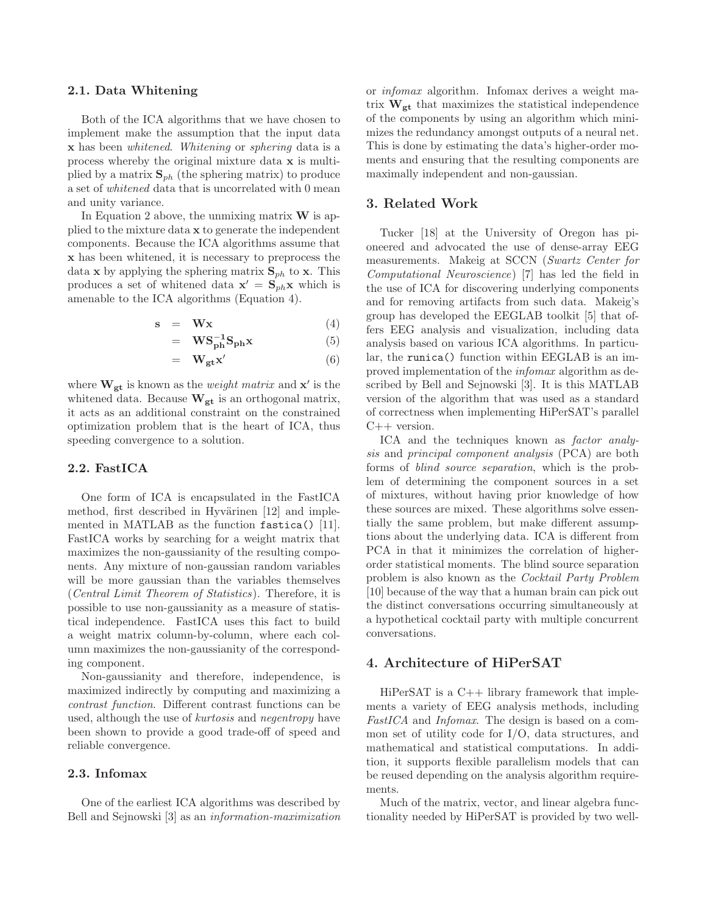### 2.1. Data Whitening

Both of the ICA algorithms that we have chosen to implement make the assumption that the input data $\mathbf{x}$ has been *whitened*. *Whitening* or *sphering* data is a process whereby the original mixture data $\mathbf{x}$ is multiplied by a matrix $\mathbf{S}_{ph}$ (the sphering matrix) to produce a set of *whitened* data that is uncorrelated with 0 mean and unity variance.

In Equation 2 above, the unmixing matrix $\mathbf{W}$ is applied to the mixture data $\mathbf{x}$ to generate the independent components. Because the ICA algorithms assume that $\mathbf{x}$ has been whitened, it is necessary to preprocess the data $\mathbf{x}$ by applying the sphering matrix $\mathbf{S}_{ph}$ to $\mathbf{x}$. This produces a set of whitened data $\mathbf{x}' = \mathbf{S}_{ph}\mathbf{x}$ which is amenable to the ICA algorithms (Equation 4).

$$
\begin{aligned}
\mathbf{s} &= \mathbf{Wx} && (4)\\
&= \mathbf{WS_{ph}^{-1}S_{ph}x} && (5)\\
&= \mathbf{W_{gt}x'} && (6)
\end{aligned}
$$

where $\mathbf{W_{gt}}$ is known as the *weight matrix* and $\mathbf{x}'$ is the whitened data. Because $\mathbf{W_{gt}}$ is an orthogonal matrix, it acts as an additional constraint on the constrained optimization problem that is the heart of ICA, thus speeding convergence to a solution.

### 2.2. FastICA

One form of ICA is encapsulated in the FastICA method, first described in Hyvärinen [12] and implemented in MATLAB as the function `fastica()` [11]. FastICA works by searching for a weight matrix that maximizes the non-gaussianity of the resulting components. Any mixture of non-gaussian random variables will be more gaussian than the variables themselves (*Central Limit Theorem of Statistics*). Therefore, it is possible to use non-gaussianity as a measure of statistical independence. FastICA uses this fact to build a weight matrix column-by-column, where each column maximizes the non-gaussianity of the corresponding component.

Non-gaussianity and therefore, independence, is maximized indirectly by computing and maximizing a *contrast function*. Different contrast functions can be used, although the use of *kurtosis* and *negentropy* have been shown to provide a good trade-off of speed and reliable convergence.

### 2.3. Infomax

One of the earliest ICA algorithms was described by Bell and Sejnowski [3] as an *information-maximization* or *infomax* algorithm. Infomax derives a weight matrix $\mathbf{W_{gt}}$ that maximizes the statistical independence of the components by using an algorithm which minimizes the redundancy amongst outputs of a neural net. This is done by estimating the data's higher-order moments and ensuring that the resulting components are maximally independent and non-gaussian.

## 3. Related Work

Tucker [18] at the University of Oregon has pioneered and advocated the use of dense-array EEG measurements. Makeig at SCCN (*Swartz Center for Computational Neuroscience*) [7] has led the field in the use of ICA for discovering underlying components and for removing artifacts from such data. Makeig's group has developed the EEGLAB toolkit [5] that offers EEG analysis and visualization, including data analysis based on various ICA algorithms. In particular, the `runica()` function within EEGLAB is an improved implementation of the *infomax* algorithm as described by Bell and Sejnowski [3]. It is this MATLAB version of the algorithm that was used as a standard of correctness when implementing HiPerSAT's parallel C++ version.

ICA and the techniques known as *factor analysis* and *principal component analysis* (PCA) are both forms of *blind source separation*, which is the problem of determining the component sources in a set of mixtures, without having prior knowledge of how these sources are mixed. These algorithms solve essentially the same problem, but make different assumptions about the underlying data. ICA is different from PCA in that it minimizes the correlation of higher-order statistical moments. The blind source separation problem is also known as the *Cocktail Party Problem* [10] because of the way that a human brain can pick out the distinct conversations occurring simultaneously at a hypothetical cocktail party with multiple concurrent conversations.

## 4. Architecture of HiPerSAT

HiPerSAT is a C++ library framework that implements a variety of EEG analysis methods, including *FastICA* and *Infomax*. The design is based on a common set of utility code for I/O, data structures, and mathematical and statistical computations. In addition, it supports flexible parallelism models that can be reused depending on the analysis algorithm requirements.

Much of the matrix, vector, and linear algebra functionality needed by HiPerSAT is provided by two well-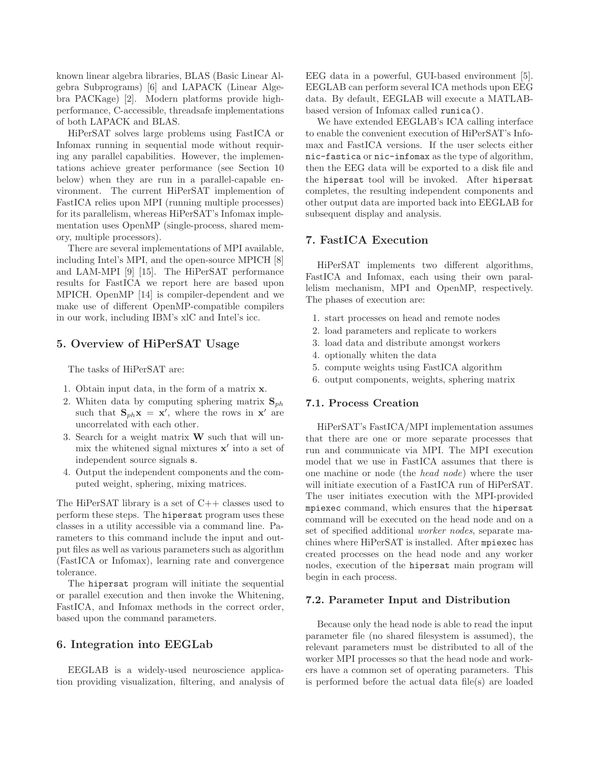known linear algebra libraries, BLAS (Basic Linear Algebra Subprograms) [6] and LAPACK (Linear Algebra PACKage) [2]. Modern platforms provide high-performance, C-accessible, threadsafe implementations of both LAPACK and BLAS.

HiPerSAT solves large problems using FastICA or Infomax running in sequential mode without requiring any parallel capabilities. However, the implementations achieve greater performance (see Section 10 below) when they are run in a parallel-capable environment. The current HiPerSAT implemention of FastICA relies upon MPI (running multiple processes) for its parallelism, whereas HiPerSAT's Infomax implementation uses OpenMP (single-process, shared memory, multiple processors).

There are several implementations of MPI available, including Intel's MPI, and the open-source MPICH [8] and LAM-MPI [9] [15]. The HiPerSAT performance results for FastICA we report here are based upon MPICH. OpenMP [14] is compiler-dependent and we make use of different OpenMP-compatible compilers in our work, including IBM's xlC and Intel's icc.

## 5. Overview of HiPerSAT Usage

The tasks of HiPerSAT are:

1. Obtain input data, in the form of a matrix $\mathbf{x}$.
2. Whiten data by computing sphering matrix $\mathbf{S}_{ph}$ such that $\mathbf{S}_{ph}\mathbf{x} = \mathbf{x}'$, where the rows in $\mathbf{x}'$ are uncorrelated with each other.
3. Search for a weight matrix $\mathbf{W}$ such that will unmix the whitened signal mixtures $\mathbf{x}'$ into a set of independent source signals $\mathbf{s}$.
4. Output the independent components and the computed weight, sphering, mixing matrices.

The HiPerSAT library is a set of C++ classes used to perform these steps. The `hipersat` program uses these classes in a utility accessible via a command line. Parameters to this command include the input and output files as well as various parameters such as algorithm (FastICA or Infomax), learning rate and convergence tolerance.

The `hipersat` program will initiate the sequential or parallel execution and then invoke the Whitening, FastICA, and Infomax methods in the correct order, based upon the command parameters.

## 6. Integration into EEGLab

EEGLAB is a widely-used neuroscience application providing visualization, filtering, and analysis of EEG data in a powerful, GUI-based environment [5]. EEGLAB can perform several ICA methods upon EEG data. By default, EEGLAB will execute a MATLAB-based version of Infomax called `runica()`.

We have extended EEGLAB's ICA calling interface to enable the convenient execution of HiPerSAT's Infomax and FastICA versions. If the user selects either `nic-fastica` or `nic-infomax` as the type of algorithm, then the EEG data will be exported to a disk file and the `hipersat` tool will be invoked. After `hipersat` completes, the resulting independent components and other output data are imported back into EEGLAB for subsequent display and analysis.

## 7. FastICA Execution

HiPerSAT implements two different algorithms, FastICA and Infomax, each using their own parallelism mechanism, MPI and OpenMP, respectively. The phases of execution are:

1. start processes on head and remote nodes
2. load parameters and replicate to workers
3. load data and distribute amongst workers
4. optionally whiten the data
5. compute weights using FastICA algorithm
6. output components, weights, sphering matrix

### 7.1. Process Creation

HiPerSAT's FastICA/MPI implementation assumes that there are one or more separate processes that run and communicate via MPI. The MPI execution model that we use in FastICA assumes that there is one machine or node (the *head node*) where the user will initiate execution of a FastICA run of HiPerSAT. The user initiates execution with the MPI-provided `mpiexec` command, which ensures that the `hipersat` command will be executed on the head node and on a set of specified additional *worker nodes*, separate machines where HiPerSAT is installed. After `mpiexec` has created processes on the head node and any worker nodes, execution of the `hipersat` main program will begin in each process.

### 7.2. Parameter Input and Distribution

Because only the head node is able to read the input parameter file (no shared filesystem is assumed), the relevant parameters must be distributed to all of the worker MPI processes so that the head node and workers have a common set of operating parameters. This is performed before the actual data file(s) are loaded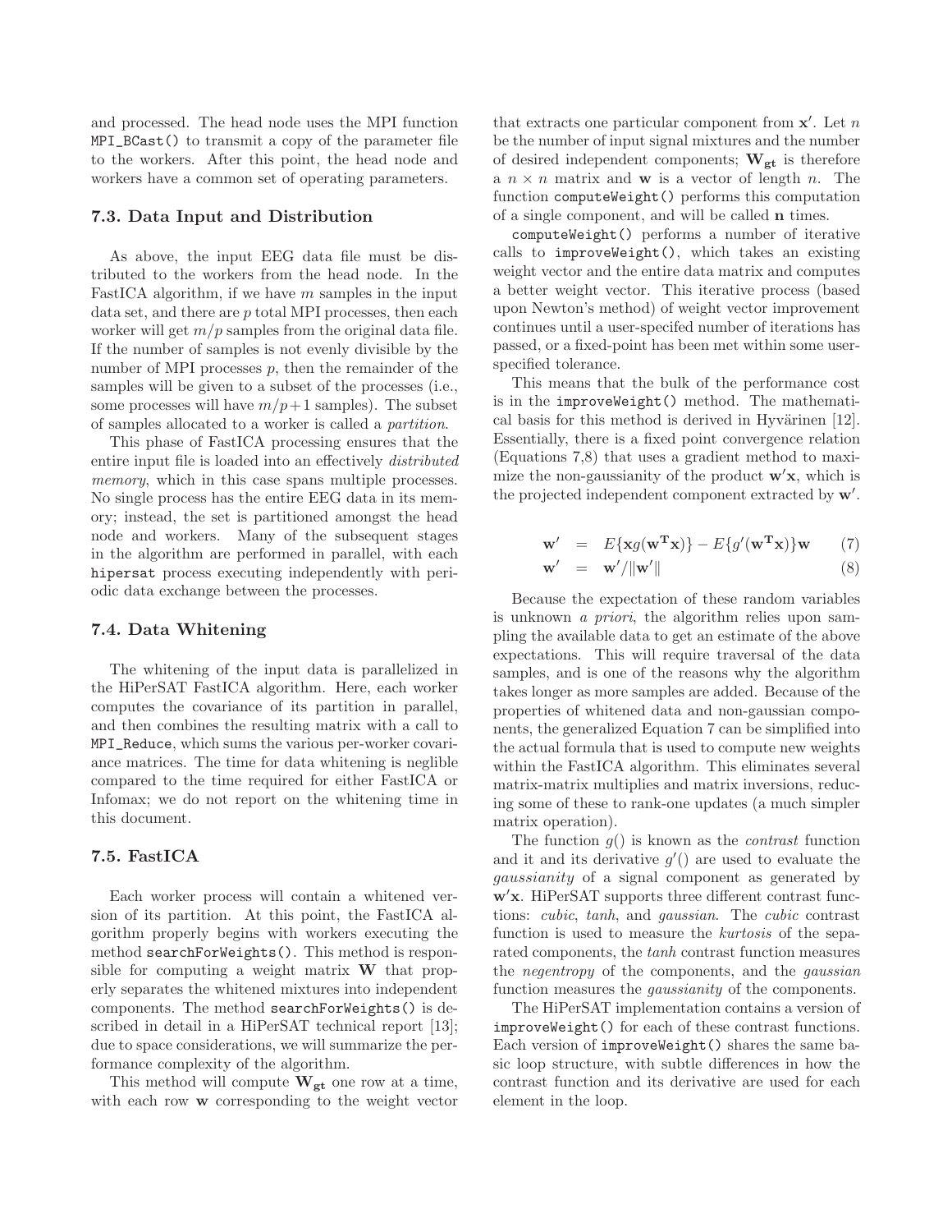and processed. The head node uses the MPI function `MPI_BCast()` to transmit a copy of the parameter file to the workers. After this point, the head node and workers have a common set of operating parameters.

### 7.3. Data Input and Distribution

As above, the input EEG data file must be distributed to the workers from the head node. In the FastICA algorithm, if we have $m$ samples in the input data set, and there are $p$ total MPI processes, then each worker will get $m/p$ samples from the original data file. If the number of samples is not evenly divisible by the number of MPI processes $p$, then the remainder of the samples will be given to a subset of the processes (i.e., some processes will have $m/p+1$ samples). The subset of samples allocated to a worker is called a *partition*.

This phase of FastICA processing ensures that the entire input file is loaded into an effectively *distributed memory*, which in this case spans multiple processes. No single process has the entire EEG data in its memory; instead, the set is partitioned amongst the head node and workers. Many of the subsequent stages in the algorithm are performed in parallel, with each `hipersat` process executing independently with periodic data exchange between the processes.

### 7.4. Data Whitening

The whitening of the input data is parallelized in the HiPerSAT FastICA algorithm. Here, each worker computes the covariance of its partition in parallel, and then combines the resulting matrix with a call to `MPI_Reduce`, which sums the various per-worker covariance matrices. The time for data whitening is neglible compared to the time required for either FastICA or Infomax; we do not report on the whitening time in this document.

### 7.5. FastICA

Each worker process will contain a whitened version of its partition. At this point, the FastICA algorithm properly begins with workers executing the method `searchForWeights()`. This method is responsible for computing a weight matrix $\mathbf{W}$ that properly separates the whitened mixtures into independent components. The method `searchForWeights()` is described in detail in a HiPerSAT technical report [13]; due to space considerations, we will summarize the performance complexity of the algorithm.

This method will compute $\mathbf{W_{gt}}$ one row at a time, with each row $\mathbf{w}$ corresponding to the weight vector that extracts one particular component from $\mathbf{x}'$. Let $n$ be the number of input signal mixtures and the number of desired independent components; $\mathbf{W_{gt}}$ is therefore a $n \times n$ matrix and $\mathbf{w}$ is a vector of length $n$. The function `computeWeight()` performs this computation of a single component, and will be called **n** times.

`computeWeight()` performs a number of iterative calls to `improveWeight()`, which takes an existing weight vector and the entire data matrix and computes a better weight vector. This iterative process (based upon Newton's method) of weight vector improvement continues until a user-specifed number of iterations has passed, or a fixed-point has been met within some user-specified tolerance.

This means that the bulk of the performance cost is in the `improveWeight()` method. The mathematical basis for this method is derived in Hyvärinen [12]. Essentially, there is a fixed point convergence relation (Equations 7,8) that uses a gradient method to maximize the non-gaussianity of the product $\mathbf{w'x}$, which is the projected independent component extracted by $\mathbf{w}'$.

$$\mathbf{w}' = E\{\mathbf{x}g(\mathbf{w^T x})\} - E\{g'(\mathbf{w^T x})\}\mathbf{w} \tag{7}$$

$$\mathbf{w}' = \mathbf{w}'/\|\mathbf{w}'\| \tag{8}$$

Because the expectation of these random variables is unknown *a priori*, the algorithm relies upon sampling the available data to get an estimate of the above expectations. This will require traversal of the data samples, and is one of the reasons why the algorithm takes longer as more samples are added. Because of the properties of whitened data and non-gaussian components, the generalized Equation 7 can be simplified into the actual formula that is used to compute new weights within the FastICA algorithm. This eliminates several matrix-matrix multiplies and matrix inversions, reducing some of these to rank-one updates (a much simpler matrix operation).

The function $g()$ is known as the *contrast* function and it and its derivative $g'()$ are used to evaluate the *gaussianity* of a signal component as generated by $\mathbf{w'x}$. HiPerSAT supports three different contrast functions: *cubic*, *tanh*, and *gaussian*. The *cubic* contrast function is used to measure the *kurtosis* of the separated components, the *tanh* contrast function measures the *negentropy* of the components, and the *gaussian* function measures the *gaussianity* of the components.

The HiPerSAT implementation contains a version of `improveWeight()` for each of these contrast functions. Each version of `improveWeight()` shares the same basic loop structure, with subtle differences in how the contrast function and its derivative are used for each element in the loop.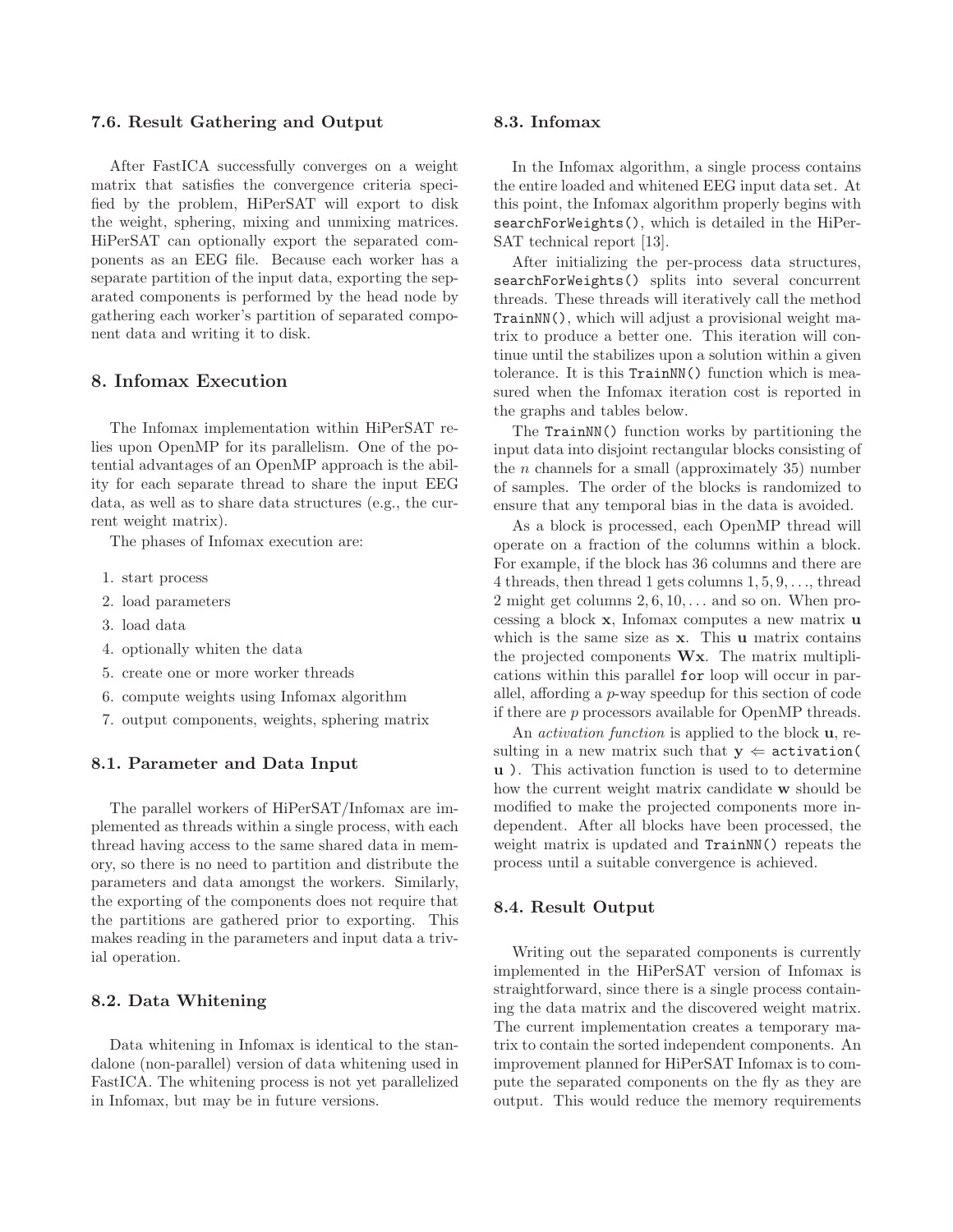### 7.6. Result Gathering and Output

After FastICA successfully converges on a weight matrix that satisfies the convergence criteria specified by the problem, HiPerSAT will export to disk the weight, sphering, mixing and unmixing matrices. HiPerSAT can optionally export the separated components as an EEG file. Because each worker has a separate partition of the input data, exporting the separated components is performed by the head node by gathering each worker's partition of separated component data and writing it to disk.

## 8. Infomax Execution

The Infomax implementation within HiPerSAT relies upon OpenMP for its parallelism. One of the potential advantages of an OpenMP approach is the ability for each separate thread to share the input EEG data, as well as to share data structures (e.g., the current weight matrix).

The phases of Infomax execution are:

1. start process
2. load parameters
3. load data
4. optionally whiten the data
5. create one or more worker threads
6. compute weights using Infomax algorithm
7. output components, weights, sphering matrix

### 8.1. Parameter and Data Input

The parallel workers of HiPerSAT/Infomax are implemented as threads within a single process, with each thread having access to the same shared data in memory, so there is no need to partition and distribute the parameters and data amongst the workers. Similarly, the exporting of the components does not require that the partitions are gathered prior to exporting. This makes reading in the parameters and input data a trivial operation.

### 8.2. Data Whitening

Data whitening in Infomax is identical to the standalone (non-parallel) version of data whitening used in FastICA. The whitening process is not yet parallelized in Infomax, but may be in future versions.

### 8.3. Infomax

In the Infomax algorithm, a single process contains the entire loaded and whitened EEG input data set. At this point, the Infomax algorithm properly begins with `searchForWeights()`, which is detailed in the HiPerSAT technical report [13].

After initializing the per-process data structures, `searchForWeights()` splits into several concurrent threads. These threads will iteratively call the method `TrainNN()`, which will adjust a provisional weight matrix to produce a better one. This iteration will continue until the stabilizes upon a solution within a given tolerance. It is this `TrainNN()` function which is measured when the Infomax iteration cost is reported in the graphs and tables below.

The `TrainNN()` function works by partitioning the input data into disjoint rectangular blocks consisting of the $n$ channels for a small (approximately 35) number of samples. The order of the blocks is randomized to ensure that any temporal bias in the data is avoided.

As a block is processed, each OpenMP thread will operate on a fraction of the columns within a block. For example, if the block has 36 columns and there are 4 threads, then thread 1 gets columns $1, 5, 9, \ldots$, thread 2 might get columns $2, 6, 10, \ldots$ and so on. When processing a block $\mathbf{x}$, Infomax computes a new matrix $\mathbf{u}$ which is the same size as $\mathbf{x}$. This $\mathbf{u}$ matrix contains the projected components $\mathbf{W}\mathbf{x}$. The matrix multiplications within this parallel `for` loop will occur in parallel, affording a $p$-way speedup for this section of code if there are $p$ processors available for OpenMP threads.

An *activation function* is applied to the block $\mathbf{u}$, resulting in a new matrix such that $\mathbf{y} \Leftarrow$ `activation( u )`. This activation function is used to to determine how the current weight matrix candidate $\mathbf{w}$ should be modified to make the projected components more independent. After all blocks have been processed, the weight matrix is updated and `TrainNN()` repeats the process until a suitable convergence is achieved.

### 8.4. Result Output

Writing out the separated components is currently implemented in the HiPerSAT version of Infomax is straightforward, since there is a single process containing the data matrix and the discovered weight matrix. The current implementation creates a temporary matrix to contain the sorted independent components. An improvement planned for HiPerSAT Infomax is to compute the separated components on the fly as they are output. This would reduce the memory requirements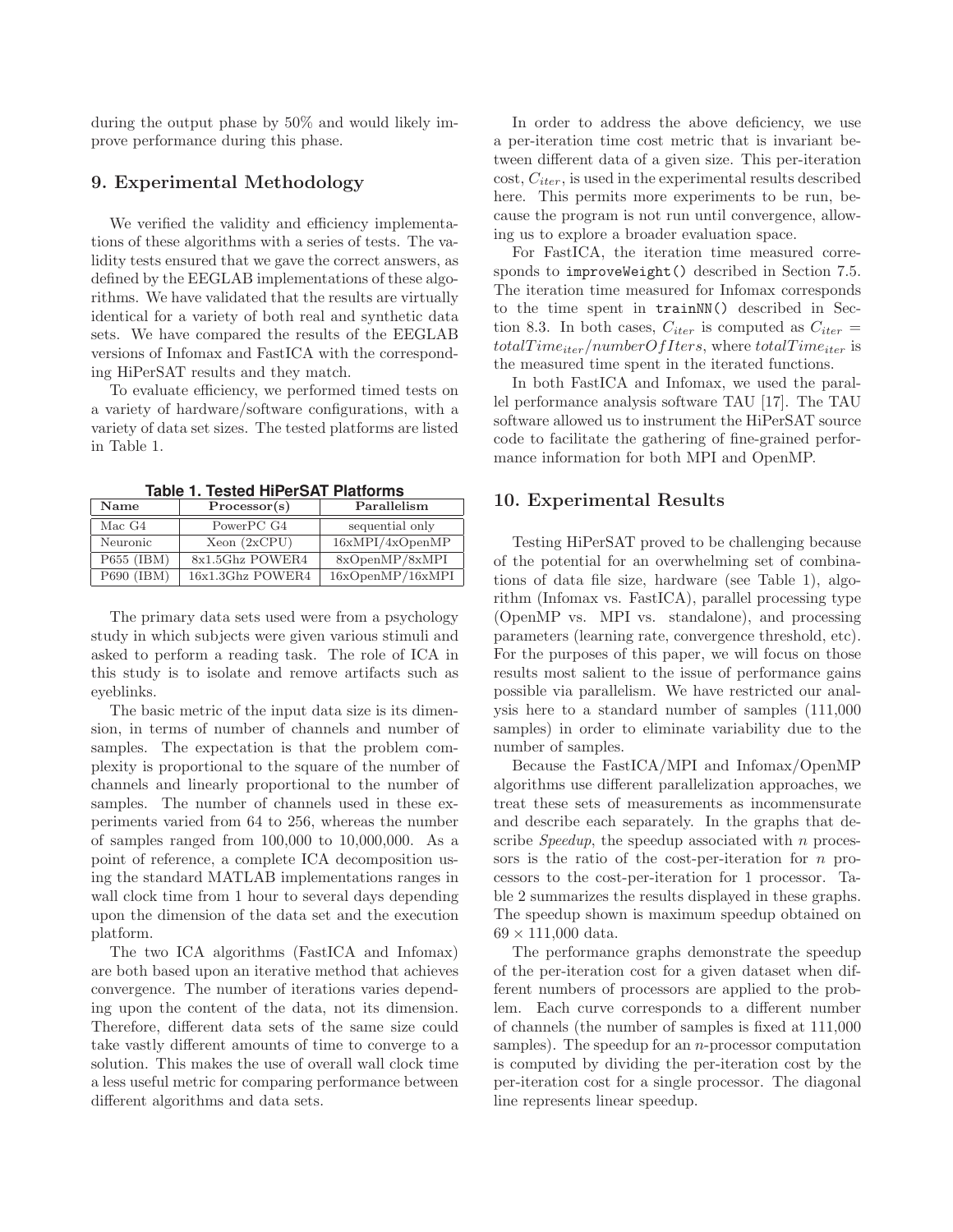during the output phase by 50% and would likely improve performance during this phase.

## 9. Experimental Methodology

We verified the validity and efficiency implementations of these algorithms with a series of tests. The validity tests ensured that we gave the correct answers, as defined by the EEGLAB implementations of these algorithms. We have validated that the results are virtually identical for a variety of both real and synthetic data sets. We have compared the results of the EEGLAB versions of Infomax and FastICA with the corresponding HiPerSAT results and they match.

To evaluate efficiency, we performed timed tests on a variety of hardware/software configurations, with a variety of data set sizes. The tested platforms are listed in Table 1.

**Table 1. Tested HiPerSAT Platforms**

| Name | Processor(s) | Parallelism |
|---|---|---|
| Mac G4 | PowerPC G4 | sequential only |
| Neuronic | Xeon (2xCPU) | 16xMPI/4xOpenMP |
| P655 (IBM) | 8x1.5Ghz POWER4 | 8xOpenMP/8xMPI |
| P690 (IBM) | 16x1.3Ghz POWER4 | 16xOpenMP/16xMPI |

The primary data sets used were from a psychology study in which subjects were given various stimuli and asked to perform a reading task. The role of ICA in this study is to isolate and remove artifacts such as eyeblinks.

The basic metric of the input data size is its dimension, in terms of number of channels and number of samples. The expectation is that the problem complexity is proportional to the square of the number of channels and linearly proportional to the number of samples. The number of channels used in these experiments varied from 64 to 256, whereas the number of samples ranged from 100,000 to 10,000,000. As a point of reference, a complete ICA decomposition using the standard MATLAB implementations ranges in wall clock time from 1 hour to several days depending upon the dimension of the data set and the execution platform.

The two ICA algorithms (FastICA and Infomax) are both based upon an iterative method that achieves convergence. The number of iterations varies depending upon the content of the data, not its dimension. Therefore, different data sets of the same size could take vastly different amounts of time to converge to a solution. This makes the use of overall wall clock time a less useful metric for comparing performance between different algorithms and data sets.

In order to address the above deficiency, we use a per-iteration time cost metric that is invariant between different data of a given size. This per-iteration cost, $C_{iter}$, is used in the experimental results described here. This permits more experiments to be run, because the program is not run until convergence, allowing us to explore a broader evaluation space.

For FastICA, the iteration time measured corresponds to `improveWeight()` described in Section 7.5. The iteration time measured for Infomax corresponds to the time spent in `trainNN()` described in Section 8.3. In both cases, $C_{iter}$ is computed as $C_{iter} = totalTime_{iter}/numberOfIters$, where $totalTime_{iter}$ is the measured time spent in the iterated functions.

In both FastICA and Infomax, we used the parallel performance analysis software TAU [17]. The TAU software allowed us to instrument the HiPerSAT source code to facilitate the gathering of fine-grained performance information for both MPI and OpenMP.

## 10. Experimental Results

Testing HiPerSAT proved to be challenging because of the potential for an overwhelming set of combinations of data file size, hardware (see Table 1), algorithm (Infomax vs. FastICA), parallel processing type (OpenMP vs. MPI vs. standalone), and processing parameters (learning rate, convergence threshold, etc). For the purposes of this paper, we will focus on those results most salient to the issue of performance gains possible via parallelism. We have restricted our analysis here to a standard number of samples (111,000 samples) in order to eliminate variability due to the number of samples.

Because the FastICA/MPI and Infomax/OpenMP algorithms use different parallelization approaches, we treat these sets of measurements as incommensurate and describe each separately. In the graphs that describe *Speedup*, the speedup associated with $n$ processors is the ratio of the cost-per-iteration for $n$ processors to the cost-per-iteration for 1 processor. Table 2 summarizes the results displayed in these graphs. The speedup shown is maximum speedup obtained on $69 \times 111{,}000$ data.

The performance graphs demonstrate the speedup of the per-iteration cost for a given dataset when different numbers of processors are applied to the problem. Each curve corresponds to a different number of channels (the number of samples is fixed at 111,000 samples). The speedup for an $n$-processor computation is computed by dividing the per-iteration cost by the per-iteration cost for a single processor. The diagonal line represents linear speedup.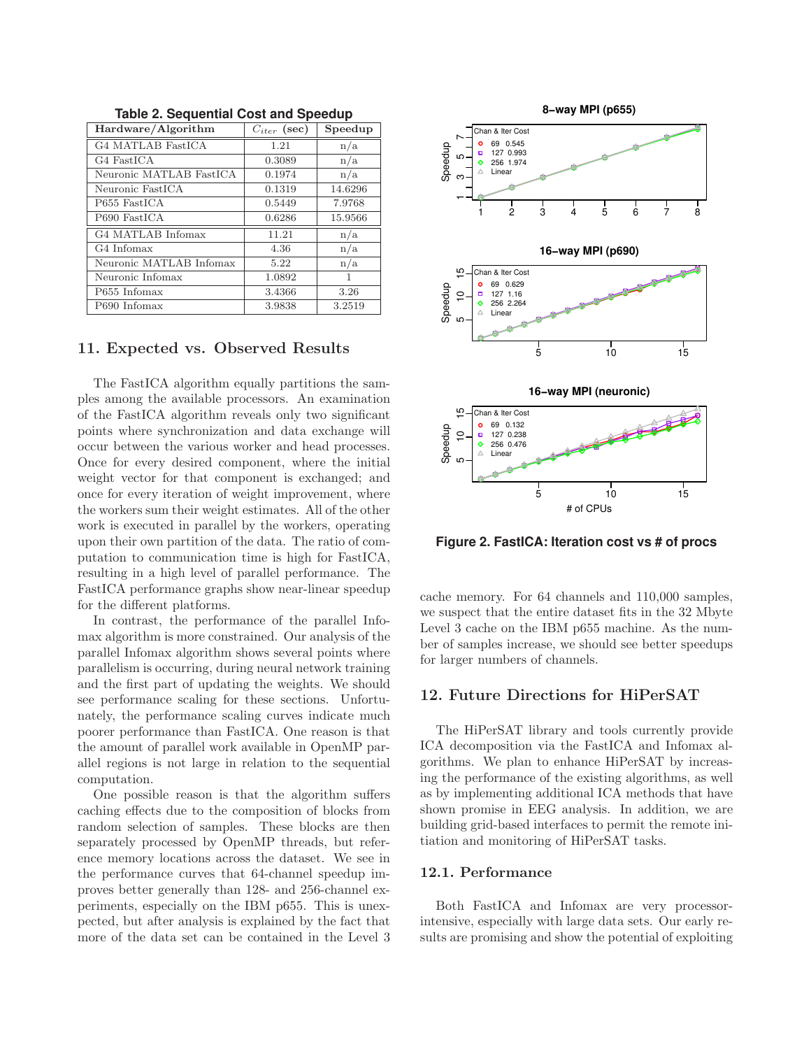**Table 2. Sequential Cost and Speedup**

| Hardware/Algorithm | $C_{iter}$ (sec) | Speedup |
|---|---|---|
| G4 MATLAB FastICA | 1.21 | n/a |
| G4 FastICA | 0.3089 | n/a |
| Neuronic MATLAB FastICA | 0.1974 | n/a |
| Neuronic FastICA | 0.1319 | 14.6296 |
| P655 FastICA | 0.5449 | 7.9768 |
| P690 FastICA | 0.6286 | 15.9566 |
| G4 MATLAB Infomax | 11.21 | n/a |
| G4 Infomax | 4.36 | n/a |
| Neuronic MATLAB Infomax | 5.22 | n/a |
| Neuronic Infomax | 1.0892 | 1 |
| P655 Infomax | 3.4366 | 3.26 |
| P690 Infomax | 3.9838 | 3.2519 |

## 11. Expected vs. Observed Results

The FastICA algorithm equally partitions the samples among the available processors. An examination of the FastICA algorithm reveals only two significant points where synchronization and data exchange will occur between the various worker and head processes. Once for every desired component, where the initial weight vector for that component is exchanged; and once for every iteration of weight improvement, where the workers sum their weight estimates. All of the other work is executed in parallel by the workers, operating upon their own partition of the data. The ratio of computation to communication time is high for FastICA, resulting in a high level of parallel performance. The FastICA performance graphs show near-linear speedup for the different platforms.

In contrast, the performance of the parallel Infomax algorithm is more constrained. Our analysis of the parallel Infomax algorithm shows several points where parallelism is occurring, during neural network training and the first part of updating the weights. We should see performance scaling for these sections. Unfortunately, the performance scaling curves indicate much poorer performance than FastICA. One reason is that the amount of parallel work available in OpenMP parallel regions is not large in relation to the sequential computation.

One possible reason is that the algorithm suffers caching effects due to the composition of blocks from random selection of samples. These blocks are then separately processed by OpenMP threads, but reference memory locations across the dataset. We see in the performance curves that 64-channel speedup improves better generally than 128- and 256-channel experiments, especially on the IBM p655. This is unexpected, but after analysis is explained by the fact that more of the data set can be contained in the Level 3 cache memory. For 64 channels and 110,000 samples, we suspect that the entire dataset fits in the 32 Mbyte Level 3 cache on the IBM p655 machine. As the number of samples increase, we should see better speedups for larger numbers of channels.

**Figure 2. FastICA: Iteration cost vs # of procs**

## 12. Future Directions for HiPerSAT

The HiPerSAT library and tools currently provide ICA decomposition via the FastICA and Infomax algorithms. We plan to enhance HiPerSAT by increasing the performance of the existing algorithms, as well as by implementing additional ICA methods that have shown promise in EEG analysis. In addition, we are building grid-based interfaces to permit the remote initiation and monitoring of HiPerSAT tasks.

### 12.1. Performance

Both FastICA and Infomax are very processor-intensive, especially with large data sets. Our early results are promising and show the potential of exploiting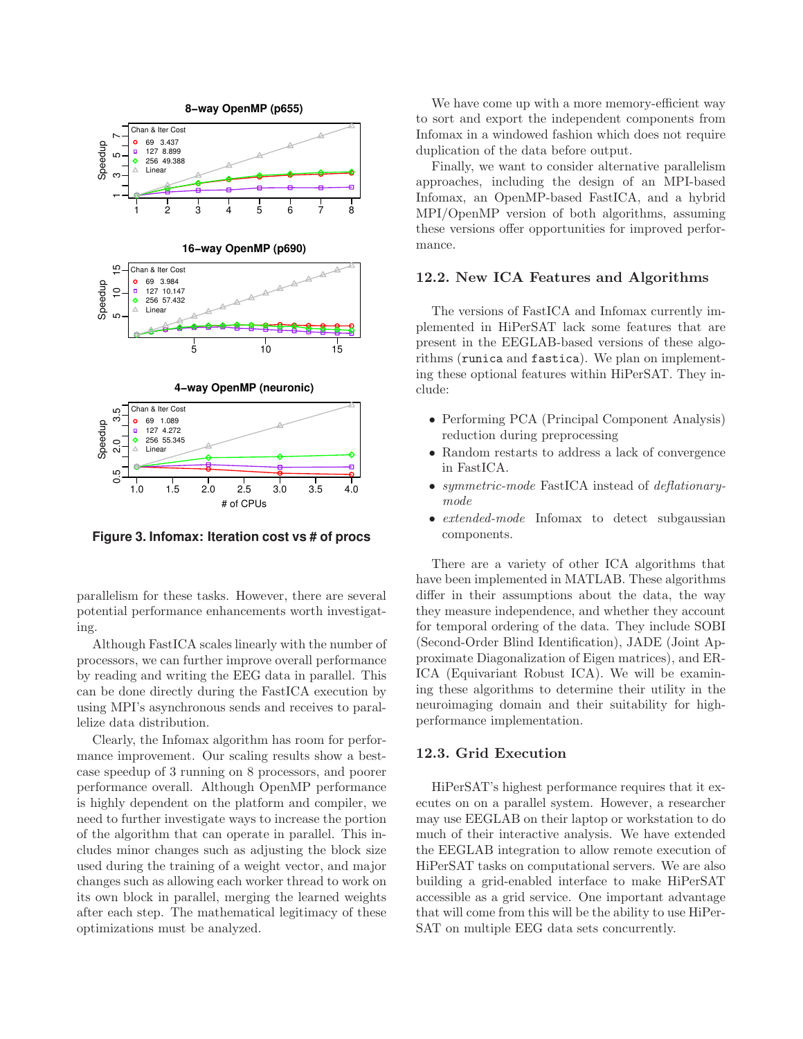**Figure 3. Infomax: Iteration cost vs # of procs**

parallelism for these tasks. However, there are several potential performance enhancements worth investigating.

Although FastICA scales linearly with the number of processors, we can further improve overall performance by reading and writing the EEG data in parallel. This can be done directly during the FastICA execution by using MPI's asynchronous sends and receives to parallelize data distribution.

Clearly, the Infomax algorithm has room for performance improvement. Our scaling results show a best-case speedup of 3 running on 8 processors, and poorer performance overall. Although OpenMP performance is highly dependent on the platform and compiler, we need to further investigate ways to increase the portion of the algorithm that can operate in parallel. This includes minor changes such as adjusting the block size used during the training of a weight vector, and major changes such as allowing each worker thread to work on its own block in parallel, merging the learned weights after each step. The mathematical legitimacy of these optimizations must be analyzed.

We have come up with a more memory-efficient way to sort and export the independent components from Infomax in a windowed fashion which does not require duplication of the data before output.

Finally, we want to consider alternative parallelism approaches, including the design of an MPI-based Infomax, an OpenMP-based FastICA, and a hybrid MPI/OpenMP version of both algorithms, assuming these versions offer opportunities for improved performance.

### 12.2. New ICA Features and Algorithms

The versions of FastICA and Infomax currently implemented in HiPerSAT lack some features that are present in the EEGLAB-based versions of these algorithms (`runica` and `fastica`). We plan on implementing these optional features within HiPerSAT. They include:

- Performing PCA (Principal Component Analysis) reduction during preprocessing
- Random restarts to address a lack of convergence in FastICA.
- *symmetric-mode* FastICA instead of *deflationary-mode*
- *extended-mode* Infomax to detect subgaussian components.

There are a variety of other ICA algorithms that have been implemented in MATLAB. These algorithms differ in their assumptions about the data, the way they measure independence, and whether they account for temporal ordering of the data. They include SOBI (Second-Order Blind Identification), JADE (Joint Approximate Diagonalization of Eigen matrices), and ERICA (Equivariant Robust ICA). We will be examining these algorithms to determine their utility in the neuroimaging domain and their suitability for high-performance implementation.

### 12.3. Grid Execution

HiPerSAT's highest performance requires that it executes on on a parallel system. However, a researcher may use EEGLAB on their laptop or workstation to do much of their interactive analysis. We have extended the EEGLAB integration to allow remote execution of HiPerSAT tasks on computational servers. We are also building a grid-enabled interface to make HiPerSAT accessible as a grid service. One important advantage that will come from this will be the ability to use HiPerSAT on multiple EEG data sets concurrently.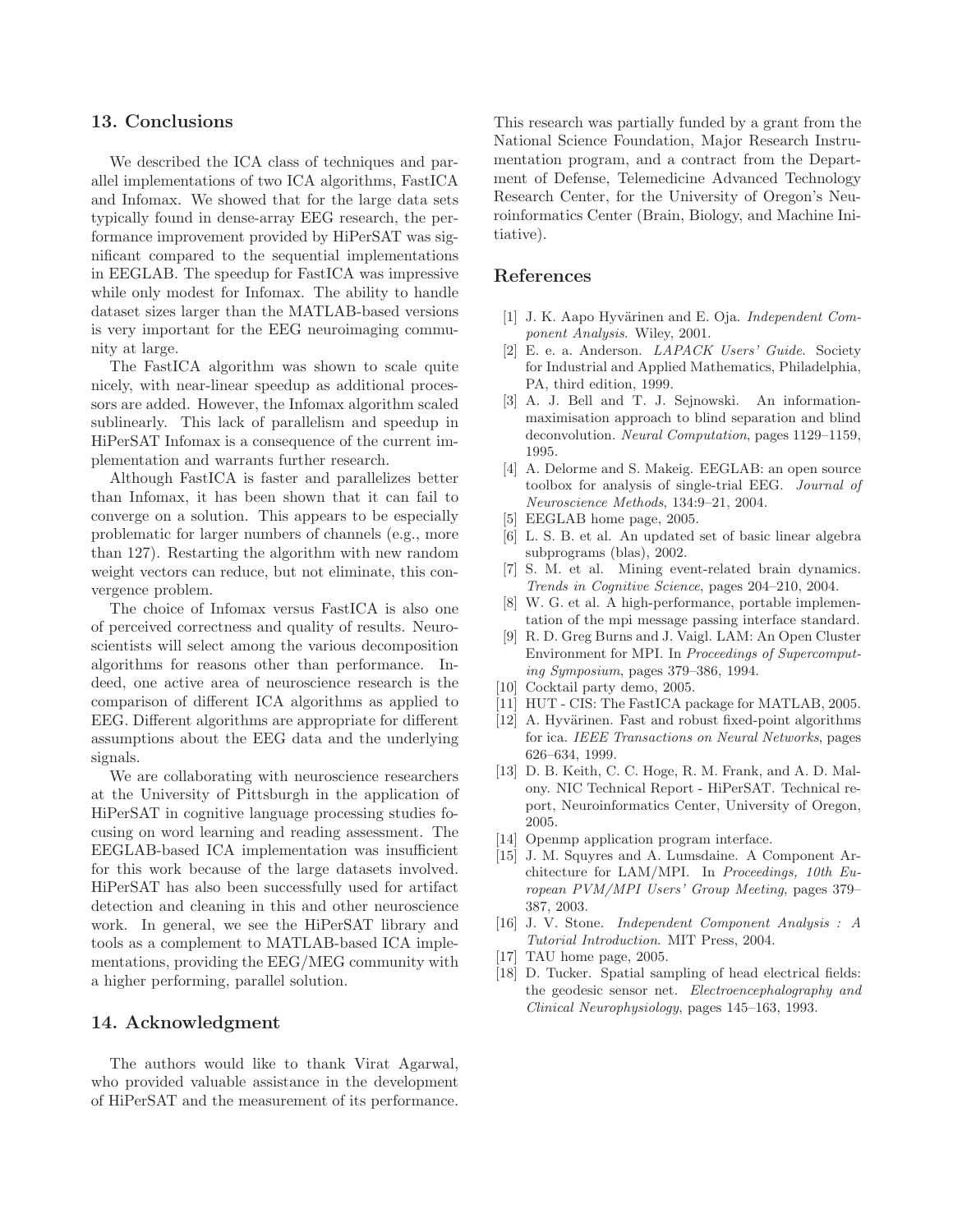## 13. Conclusions

We described the ICA class of techniques and parallel implementations of two ICA algorithms, FastICA and Infomax. We showed that for the large data sets typically found in dense-array EEG research, the performance improvement provided by HiPerSAT was significant compared to the sequential implementations in EEGLAB. The speedup for FastICA was impressive while only modest for Infomax. The ability to handle dataset sizes larger than the MATLAB-based versions is very important for the EEG neuroimaging community at large.

The FastICA algorithm was shown to scale quite nicely, with near-linear speedup as additional processors are added. However, the Infomax algorithm scaled sublinearly. This lack of parallelism and speedup in HiPerSAT Infomax is a consequence of the current implementation and warrants further research.

Although FastICA is faster and parallelizes better than Infomax, it has been shown that it can fail to converge on a solution. This appears to be especially problematic for larger numbers of channels (e.g., more than 127). Restarting the algorithm with new random weight vectors can reduce, but not eliminate, this convergence problem.

The choice of Infomax versus FastICA is also one of perceived correctness and quality of results. Neuroscientists will select among the various decomposition algorithms for reasons other than performance. Indeed, one active area of neuroscience research is the comparison of different ICA algorithms as applied to EEG. Different algorithms are appropriate for different assumptions about the EEG data and the underlying signals.

We are collaborating with neuroscience researchers at the University of Pittsburgh in the application of HiPerSAT in cognitive language processing studies focusing on word learning and reading assessment. The EEGLAB-based ICA implementation was insufficient for this work because of the large datasets involved. HiPerSAT has also been successfully used for artifact detection and cleaning in this and other neuroscience work. In general, we see the HiPerSAT library and tools as a complement to MATLAB-based ICA implementations, providing the EEG/MEG community with a higher performing, parallel solution.

## 14. Acknowledgment

The authors would like to thank Virat Agarwal, who provided valuable assistance in the development of HiPerSAT and the measurement of its performance. This research was partially funded by a grant from the National Science Foundation, Major Research Instrumentation program, and a contract from the Department of Defense, Telemedicine Advanced Technology Research Center, for the University of Oregon's Neuroinformatics Center (Brain, Biology, and Machine Initiative).

## References

[1] J. K. Aapo Hyvärinen and E. Oja. *Independent Component Analysis*. Wiley, 2001.

[2] E. e. a. Anderson. *LAPACK Users' Guide*. Society for Industrial and Applied Mathematics, Philadelphia, PA, third edition, 1999.

[3] A. J. Bell and T. J. Sejnowski. An information-maximisation approach to blind separation and blind deconvolution. *Neural Computation*, pages 1129–1159, 1995.

[4] A. Delorme and S. Makeig. EEGLAB: an open source toolbox for analysis of single-trial EEG. *Journal of Neuroscience Methods*, 134:9–21, 2004.

[5] EEGLAB home page, 2005.

[6] L. S. B. et al. An updated set of basic linear algebra subprograms (blas), 2002.

[7] S. M. et al. Mining event-related brain dynamics. *Trends in Cognitive Science*, pages 204–210, 2004.

[8] W. G. et al. A high-performance, portable implementation of the mpi message passing interface standard.

[9] R. D. Greg Burns and J. Vaigl. LAM: An Open Cluster Environment for MPI. In *Proceedings of Supercomputing Symposium*, pages 379–386, 1994.

[10] Cocktail party demo, 2005.

[11] HUT - CIS: The FastICA package for MATLAB, 2005.

[12] A. Hyvärinen. Fast and robust fixed-point algorithms for ica. *IEEE Transactions on Neural Networks*, pages 626–634, 1999.

[13] D. B. Keith, C. C. Hoge, R. M. Frank, and A. D. Malony. NIC Technical Report - HiPerSAT. Technical report, Neuroinformatics Center, University of Oregon, 2005.

[14] Openmp application program interface.

[15] J. M. Squyres and A. Lumsdaine. A Component Architecture for LAM/MPI. In *Proceedings, 10th European PVM/MPI Users' Group Meeting*, pages 379–387, 2003.

[16] J. V. Stone. *Independent Component Analysis : A Tutorial Introduction*. MIT Press, 2004.

[17] TAU home page, 2005.

[18] D. Tucker. Spatial sampling of head electrical fields: the geodesic sensor net. *Electroencephalography and Clinical Neurophysiology*, pages 145–163, 1993.